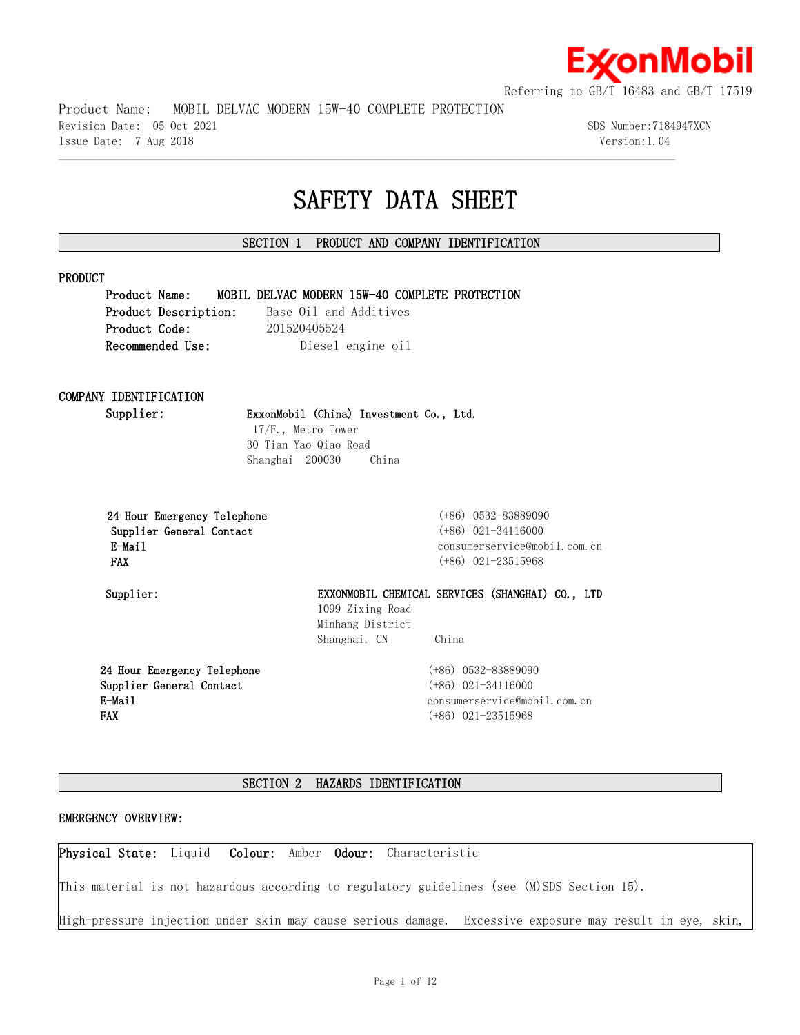Referring to GB/T 16483 and GB/T 17519

Product Name: MOBIL DELVAC MODERN 15W-40 COMPLETE PROTECTION
Revision Date: 05 Oct 2021 SDS Number:7184947XCN
Issue Date: 7 Aug 2018 Version:1.04

# SAFETY DATA SHEET

## SECTION 1 PRODUCT AND COMPANY IDENTIFICATION

### PRODUCT

**Product Name:** **MOBIL DELVAC MODERN 15W-40 COMPLETE PROTECTION**
**Product Description:** Base Oil and Additives
**Product Code:** 201520405524
**Recommended Use:** Diesel engine oil

### COMPANY IDENTIFICATION

**Supplier:** **ExxonMobil (China) Investment Co., Ltd.**
17/F., Metro Tower
30 Tian Yao Qiao Road
Shanghai 200030 China

| | |
|---|---|
| **24 Hour Emergency Telephone** | (+86) 0532-83889090 |
| **Supplier General Contact** | (+86) 021-34116000 |
| **E-Mail** | consumerservice@mobil.com.cn |
| **FAX** | (+86) 021-23515968 |

**Supplier:** **EXXONMOBIL CHEMICAL SERVICES (SHANGHAI) CO., LTD**
1099 Zixing Road
Minhang District
Shanghai, CN China

| | |
|---|---|
| **24 Hour Emergency Telephone** | (+86) 0532-83889090 |
| **Supplier General Contact** | (+86) 021-34116000 |
| **E-Mail** | consumerservice@mobil.com.cn |
| **FAX** | (+86) 021-23515968 |

## SECTION 2 HAZARDS IDENTIFICATION

### EMERGENCY OVERVIEW:

**Physical State:** Liquid **Colour:** Amber **Odour:** Characteristic

This material is not hazardous according to regulatory guidelines (see (M)SDS Section 15).

High-pressure injection under skin may cause serious damage. Excessive exposure may result in eye, skin,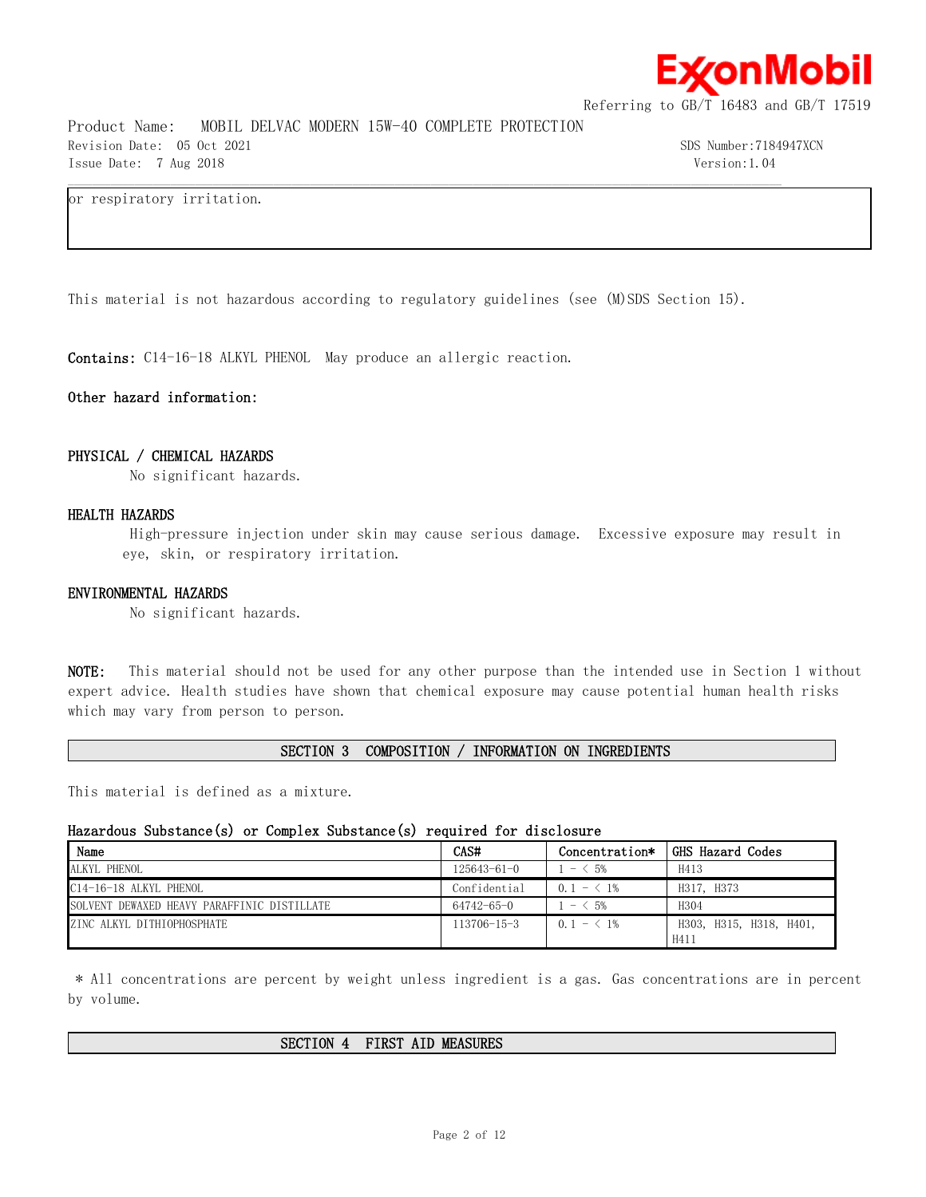or respiratory irritation.

This material is not hazardous according to regulatory guidelines (see (M)SDS Section 15).

**Contains:** C14-16-18 ALKYL PHENOL  May produce an allergic reaction.

**Other hazard information:**

**PHYSICAL / CHEMICAL HAZARDS**

No significant hazards.

**HEALTH HAZARDS**

High-pressure injection under skin may cause serious damage.  Excessive exposure may result in eye, skin, or respiratory irritation.

**ENVIRONMENTAL HAZARDS**

No significant hazards.

**NOTE:** This material should not be used for any other purpose than the intended use in Section 1 without expert advice. Health studies have shown that chemical exposure may cause potential human health risks which may vary from person to person.

## SECTION 3  COMPOSITION / INFORMATION ON INGREDIENTS

This material is defined as a mixture.

**Hazardous Substance(s) or Complex Substance(s) required for disclosure**

| Name | CAS# | Concentration* | GHS Hazard Codes |
|---|---|---|---|
| ALKYL PHENOL | 125643-61-0 | 1 - < 5% | H413 |
| C14-16-18 ALKYL PHENOL | Confidential | 0.1 - < 1% | H317, H373 |
| SOLVENT DEWAXED HEAVY PARAFFINIC DISTILLATE | 64742-65-0 | 1 - < 5% | H304 |
| ZINC ALKYL DITHIOPHOSPHATE | 113706-15-3 | 0.1 - < 1% | H303, H315, H318, H401, H411 |

* All concentrations are percent by weight unless ingredient is a gas. Gas concentrations are in percent by volume.

## SECTION 4  FIRST AID MEASURES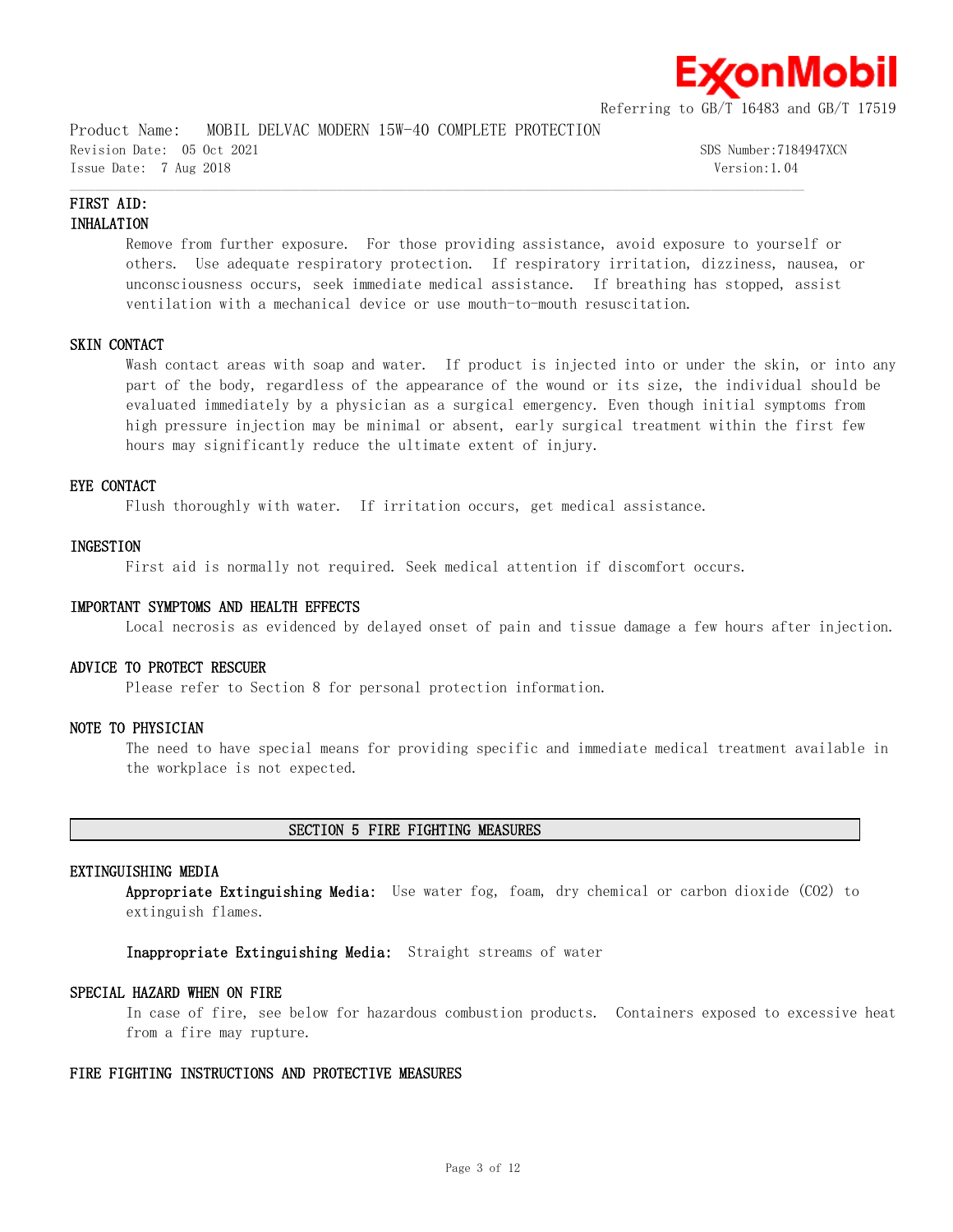## FIRST AID:

### INHALATION

Remove from further exposure. For those providing assistance, avoid exposure to yourself or others. Use adequate respiratory protection. If respiratory irritation, dizziness, nausea, or unconsciousness occurs, seek immediate medical assistance. If breathing has stopped, assist ventilation with a mechanical device or use mouth-to-mouth resuscitation.

### SKIN CONTACT

Wash contact areas with soap and water. If product is injected into or under the skin, or into any part of the body, regardless of the appearance of the wound or its size, the individual should be evaluated immediately by a physician as a surgical emergency. Even though initial symptoms from high pressure injection may be minimal or absent, early surgical treatment within the first few hours may significantly reduce the ultimate extent of injury.

### EYE CONTACT

Flush thoroughly with water. If irritation occurs, get medical assistance.

### INGESTION

First aid is normally not required. Seek medical attention if discomfort occurs.

### IMPORTANT SYMPTOMS AND HEALTH EFFECTS

Local necrosis as evidenced by delayed onset of pain and tissue damage a few hours after injection.

### ADVICE TO PROTECT RESCUER

Please refer to Section 8 for personal protection information.

### NOTE TO PHYSICIAN

The need to have special means for providing specific and immediate medical treatment available in the workplace is not expected.

## SECTION 5 FIRE FIGHTING MEASURES

### EXTINGUISHING MEDIA

**Appropriate Extinguishing Media:** Use water fog, foam, dry chemical or carbon dioxide ($CO_2$) to extinguish flames.

**Inappropriate Extinguishing Media:** Straight streams of water

### SPECIAL HAZARD WHEN ON FIRE

In case of fire, see below for hazardous combustion products. Containers exposed to excessive heat from a fire may rupture.

### FIRE FIGHTING INSTRUCTIONS AND PROTECTIVE MEASURES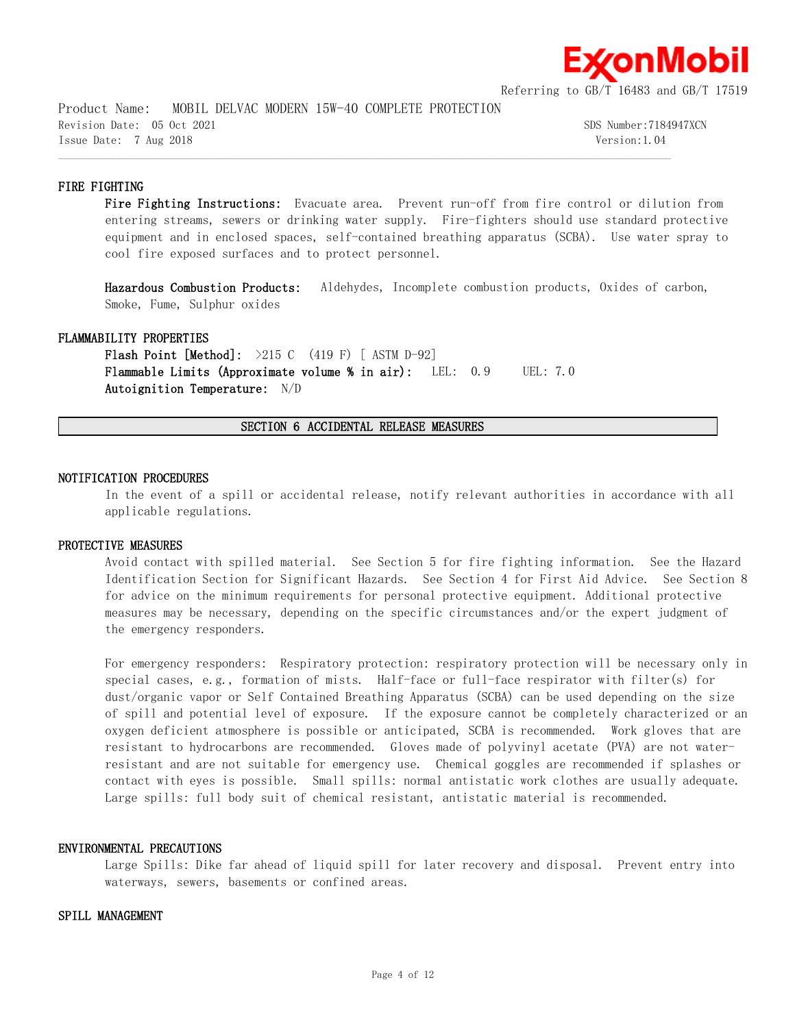### FIRE FIGHTING

**Fire Fighting Instructions:** Evacuate area. Prevent run-off from fire control or dilution from entering streams, sewers or drinking water supply. Fire-fighters should use standard protective equipment and in enclosed spaces, self-contained breathing apparatus (SCBA). Use water spray to cool fire exposed surfaces and to protect personnel.

**Hazardous Combustion Products:** Aldehydes, Incomplete combustion products, Oxides of carbon, Smoke, Fume, Sulphur oxides

### FLAMMABILITY PROPERTIES

**Flash Point [Method]:** >215 C (419 F) [ ASTM D-92]
**Flammable Limits (Approximate volume % in air):** LEL: 0.9 UEL: 7.0
**Autoignition Temperature:** N/D

## SECTION 6 ACCIDENTAL RELEASE MEASURES

### NOTIFICATION PROCEDURES

In the event of a spill or accidental release, notify relevant authorities in accordance with all applicable regulations.

### PROTECTIVE MEASURES

Avoid contact with spilled material. See Section 5 for fire fighting information. See the Hazard Identification Section for Significant Hazards. See Section 4 for First Aid Advice. See Section 8 for advice on the minimum requirements for personal protective equipment. Additional protective measures may be necessary, depending on the specific circumstances and/or the expert judgment of the emergency responders.

For emergency responders: Respiratory protection: respiratory protection will be necessary only in special cases, e.g., formation of mists. Half-face or full-face respirator with filter(s) for dust/organic vapor or Self Contained Breathing Apparatus (SCBA) can be used depending on the size of spill and potential level of exposure. If the exposure cannot be completely characterized or an oxygen deficient atmosphere is possible or anticipated, SCBA is recommended. Work gloves that are resistant to hydrocarbons are recommended. Gloves made of polyvinyl acetate (PVA) are not water-resistant and are not suitable for emergency use. Chemical goggles are recommended if splashes or contact with eyes is possible. Small spills: normal antistatic work clothes are usually adequate. Large spills: full body suit of chemical resistant, antistatic material is recommended.

### ENVIRONMENTAL PRECAUTIONS

Large Spills: Dike far ahead of liquid spill for later recovery and disposal. Prevent entry into waterways, sewers, basements or confined areas.

### SPILL MANAGEMENT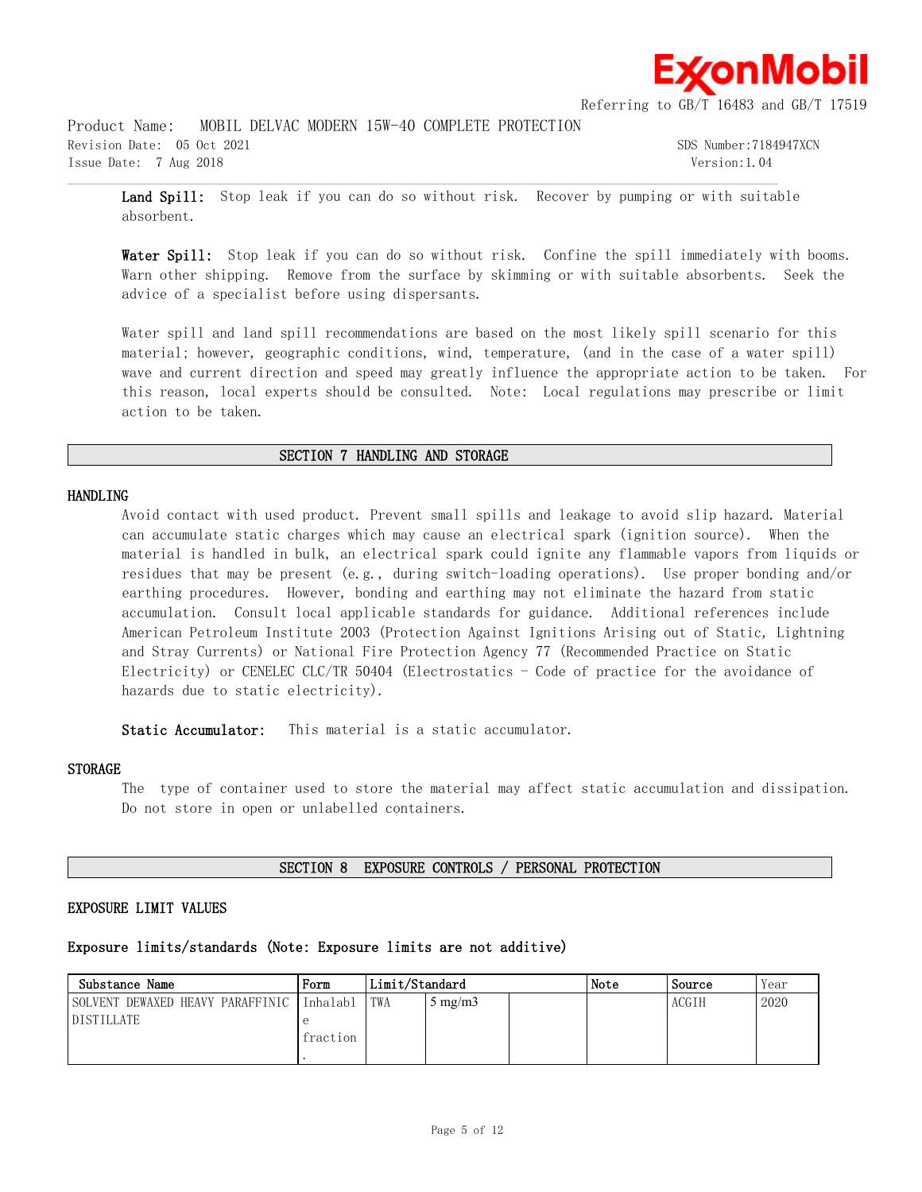**Land Spill:** Stop leak if you can do so without risk. Recover by pumping or with suitable absorbent.

**Water Spill:** Stop leak if you can do so without risk. Confine the spill immediately with booms. Warn other shipping. Remove from the surface by skimming or with suitable absorbents. Seek the advice of a specialist before using dispersants.

Water spill and land spill recommendations are based on the most likely spill scenario for this material; however, geographic conditions, wind, temperature, (and in the case of a water spill) wave and current direction and speed may greatly influence the appropriate action to be taken. For this reason, local experts should be consulted. Note: Local regulations may prescribe or limit action to be taken.

## SECTION 7 HANDLING AND STORAGE

### HANDLING

Avoid contact with used product. Prevent small spills and leakage to avoid slip hazard. Material can accumulate static charges which may cause an electrical spark (ignition source). When the material is handled in bulk, an electrical spark could ignite any flammable vapors from liquids or residues that may be present (e.g., during switch-loading operations). Use proper bonding and/or earthing procedures. However, bonding and earthing may not eliminate the hazard from static accumulation. Consult local applicable standards for guidance. Additional references include American Petroleum Institute 2003 (Protection Against Ignitions Arising out of Static, Lightning and Stray Currents) or National Fire Protection Agency 77 (Recommended Practice on Static Electricity) or CENELEC CLC/TR 50404 (Electrostatics - Code of practice for the avoidance of hazards due to static electricity).

**Static Accumulator:** This material is a static accumulator.

### STORAGE

The type of container used to store the material may affect static accumulation and dissipation. Do not store in open or unlabelled containers.

## SECTION 8 EXPOSURE CONTROLS / PERSONAL PROTECTION

### EXPOSURE LIMIT VALUES

**Exposure limits/standards (Note: Exposure limits are not additive)**

| Substance Name | Form | Limit/Standard | | | Note | Source | Year |
|---|---|---|---|---|---|---|---|
| SOLVENT DEWAXED HEAVY PARAFFINIC DISTILLATE | Inhalable fraction. | TWA | 5 mg/m3 | | | ACGIH | 2020 |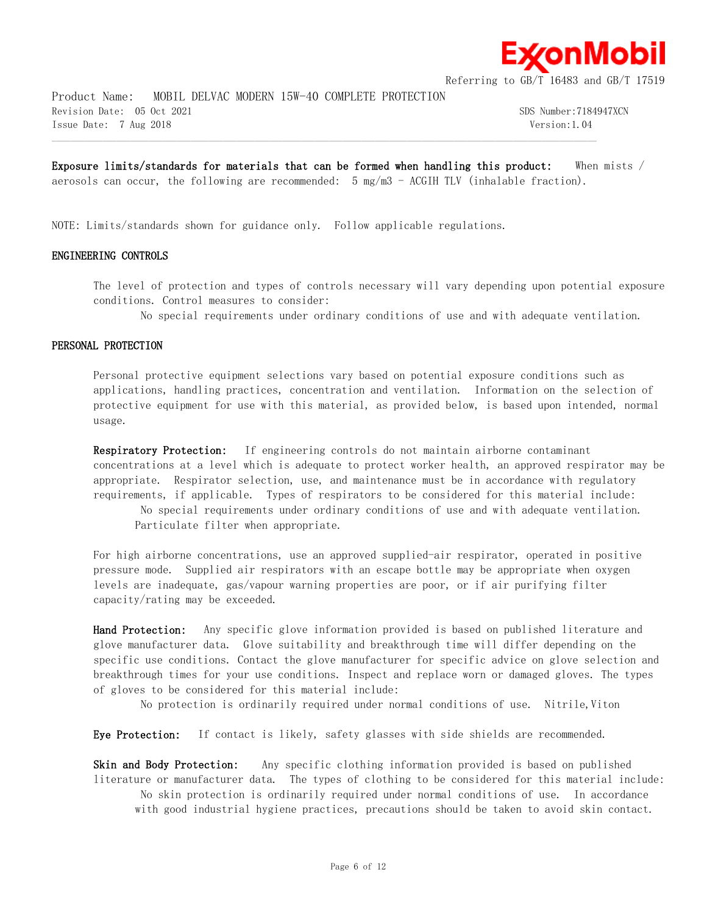**Exposure limits/standards for materials that can be formed when handling this product:** When mists / aerosols can occur, the following are recommended: 5 mg/m3 - ACGIH TLV (inhalable fraction).

NOTE: Limits/standards shown for guidance only. Follow applicable regulations.

## ENGINEERING CONTROLS

The level of protection and types of controls necessary will vary depending upon potential exposure conditions. Control measures to consider:

No special requirements under ordinary conditions of use and with adequate ventilation.

## PERSONAL PROTECTION

Personal protective equipment selections vary based on potential exposure conditions such as applications, handling practices, concentration and ventilation. Information on the selection of protective equipment for use with this material, as provided below, is based upon intended, normal usage.

**Respiratory Protection:** If engineering controls do not maintain airborne contaminant concentrations at a level which is adequate to protect worker health, an approved respirator may be appropriate. Respirator selection, use, and maintenance must be in accordance with regulatory requirements, if applicable. Types of respirators to be considered for this material include:

No special requirements under ordinary conditions of use and with adequate ventilation.
Particulate filter when appropriate.

For high airborne concentrations, use an approved supplied-air respirator, operated in positive pressure mode. Supplied air respirators with an escape bottle may be appropriate when oxygen levels are inadequate, gas/vapour warning properties are poor, or if air purifying filter capacity/rating may be exceeded.

**Hand Protection:** Any specific glove information provided is based on published literature and glove manufacturer data. Glove suitability and breakthrough time will differ depending on the specific use conditions. Contact the glove manufacturer for specific advice on glove selection and breakthrough times for your use conditions. Inspect and replace worn or damaged gloves. The types of gloves to be considered for this material include:

No protection is ordinarily required under normal conditions of use. Nitrile,Viton

**Eye Protection:** If contact is likely, safety glasses with side shields are recommended.

**Skin and Body Protection:** Any specific clothing information provided is based on published literature or manufacturer data. The types of clothing to be considered for this material include:

No skin protection is ordinarily required under normal conditions of use. In accordance with good industrial hygiene practices, precautions should be taken to avoid skin contact.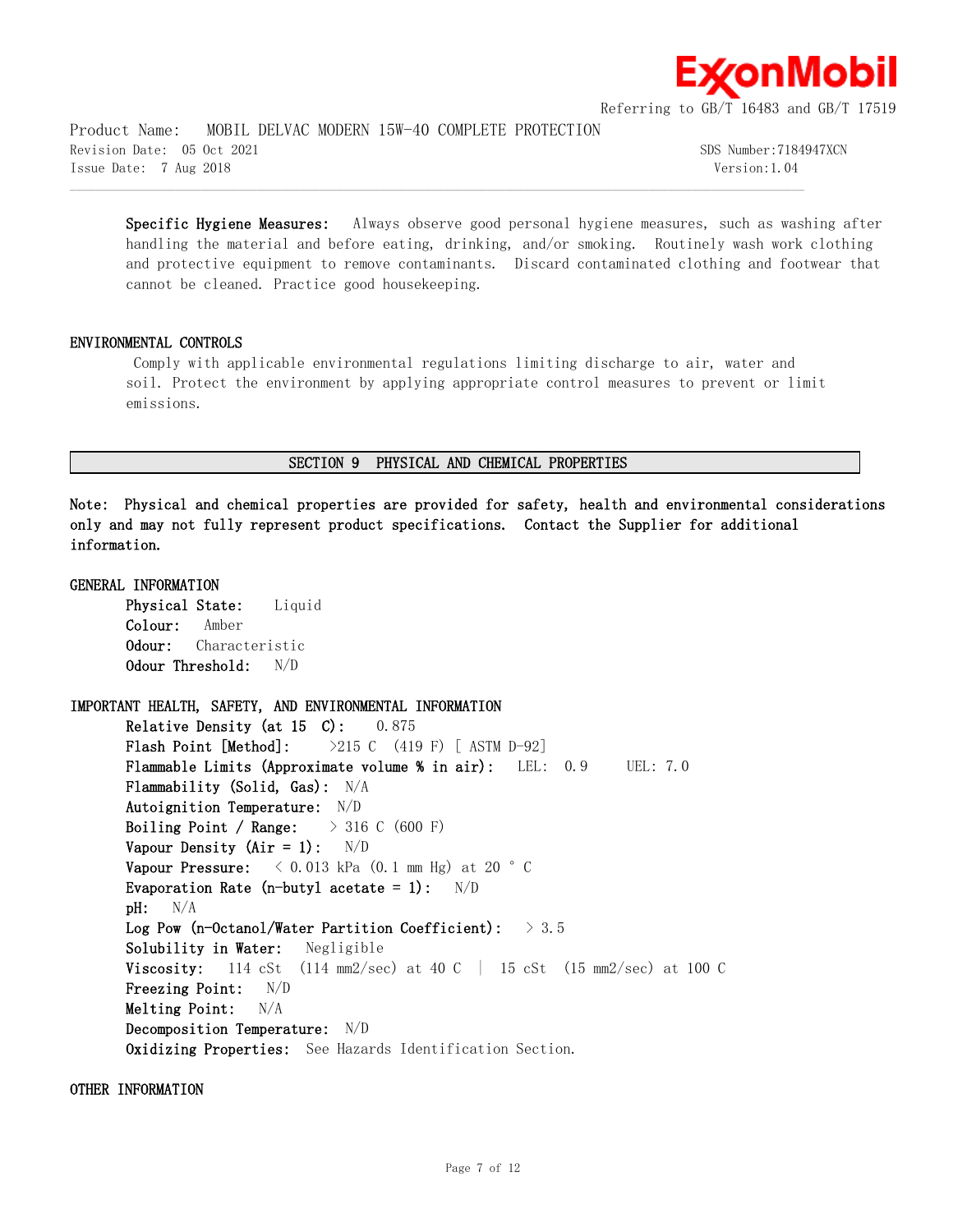**Specific Hygiene Measures:** Always observe good personal hygiene measures, such as washing after handling the material and before eating, drinking, and/or smoking. Routinely wash work clothing and protective equipment to remove contaminants. Discard contaminated clothing and footwear that cannot be cleaned. Practice good housekeeping.

ENVIRONMENTAL CONTROLS

Comply with applicable environmental regulations limiting discharge to air, water and soil. Protect the environment by applying appropriate control measures to prevent or limit emissions.

## SECTION 9 PHYSICAL AND CHEMICAL PROPERTIES

**Note: Physical and chemical properties are provided for safety, health and environmental considerations only and may not fully represent product specifications. Contact the Supplier for additional information.**

GENERAL INFORMATION

**Physical State:** Liquid
**Colour:** Amber
**Odour:** Characteristic
**Odour Threshold:** N/D

IMPORTANT HEALTH, SAFETY, AND ENVIRONMENTAL INFORMATION

**Relative Density (at 15 C):** 0.875
**Flash Point [Method]:** >215 C (419 F) [ ASTM D-92]
**Flammable Limits (Approximate volume % in air):** LEL: 0.9 UEL: 7.0
**Flammability (Solid, Gas):** N/A
**Autoignition Temperature:** N/D
**Boiling Point / Range:** > 316 C (600 F)
**Vapour Density (Air = 1):** N/D
**Vapour Pressure:** < 0.013 kPa (0.1 mm Hg) at 20 ° C
**Evaporation Rate (n-butyl acetate = 1):** N/D
**pH:** N/A
**Log Pow (n-Octanol/Water Partition Coefficient):** > 3.5
**Solubility in Water:** Negligible
**Viscosity:** 114 cSt (114 mm2/sec) at 40 C | 15 cSt (15 mm2/sec) at 100 C
**Freezing Point:** N/D
**Melting Point:** N/A
**Decomposition Temperature:** N/D
**Oxidizing Properties:** See Hazards Identification Section.

OTHER INFORMATION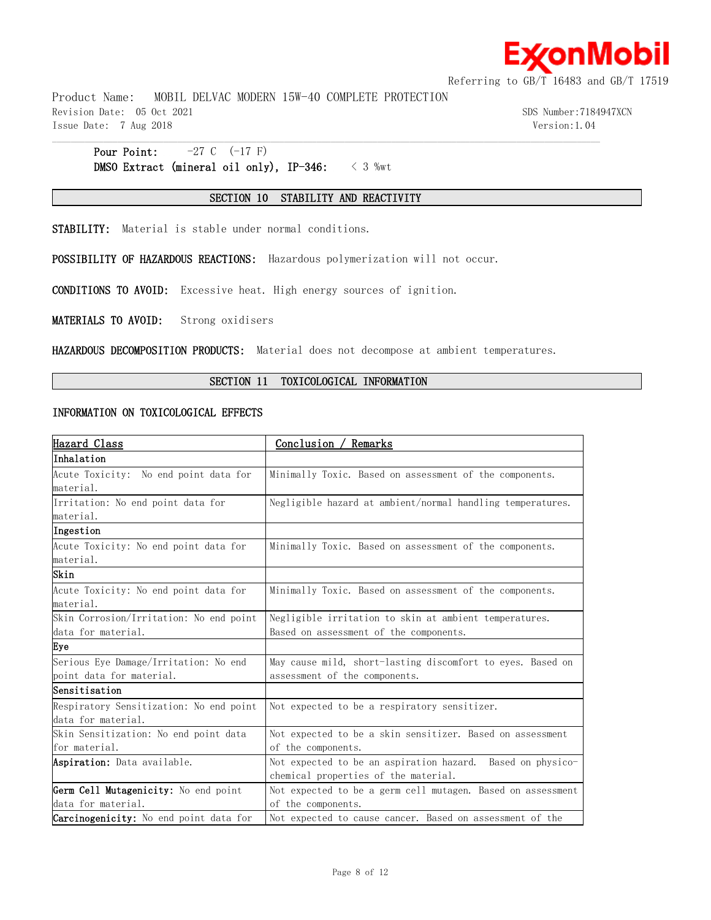**Pour Point:** -27 C (-17 F)
**DMSO Extract (mineral oil only), IP-346:** < 3 %wt

## SECTION 10 STABILITY AND REACTIVITY

**STABILITY:** Material is stable under normal conditions.

**POSSIBILITY OF HAZARDOUS REACTIONS:** Hazardous polymerization will not occur.

**CONDITIONS TO AVOID:** Excessive heat. High energy sources of ignition.

**MATERIALS TO AVOID:** Strong oxidisers

**HAZARDOUS DECOMPOSITION PRODUCTS:** Material does not decompose at ambient temperatures.

## SECTION 11 TOXICOLOGICAL INFORMATION

### INFORMATION ON TOXICOLOGICAL EFFECTS

| Hazard Class | Conclusion / Remarks |
|---|---|
| **Inhalation** | |
| Acute Toxicity: No end point data for material. | Minimally Toxic. Based on assessment of the components. |
| Irritation: No end point data for material. | Negligible hazard at ambient/normal handling temperatures. |
| **Ingestion** | |
| Acute Toxicity: No end point data for material. | Minimally Toxic. Based on assessment of the components. |
| **Skin** | |
| Acute Toxicity: No end point data for material. | Minimally Toxic. Based on assessment of the components. |
| Skin Corrosion/Irritation: No end point data for material. | Negligible irritation to skin at ambient temperatures. Based on assessment of the components. |
| **Eye** | |
| Serious Eye Damage/Irritation: No end point data for material. | May cause mild, short-lasting discomfort to eyes. Based on assessment of the components. |
| **Sensitisation** | |
| Respiratory Sensitization: No end point data for material. | Not expected to be a respiratory sensitizer. |
| Skin Sensitization: No end point data for material. | Not expected to be a skin sensitizer. Based on assessment of the components. |
| **Aspiration:** Data available. | Not expected to be an aspiration hazard. Based on physico-chemical properties of the material. |
| **Germ Cell Mutagenicity:** No end point data for material. | Not expected to be a germ cell mutagen. Based on assessment of the components. |
| **Carcinogenicity:** No end point data for | Not expected to cause cancer. Based on assessment of the |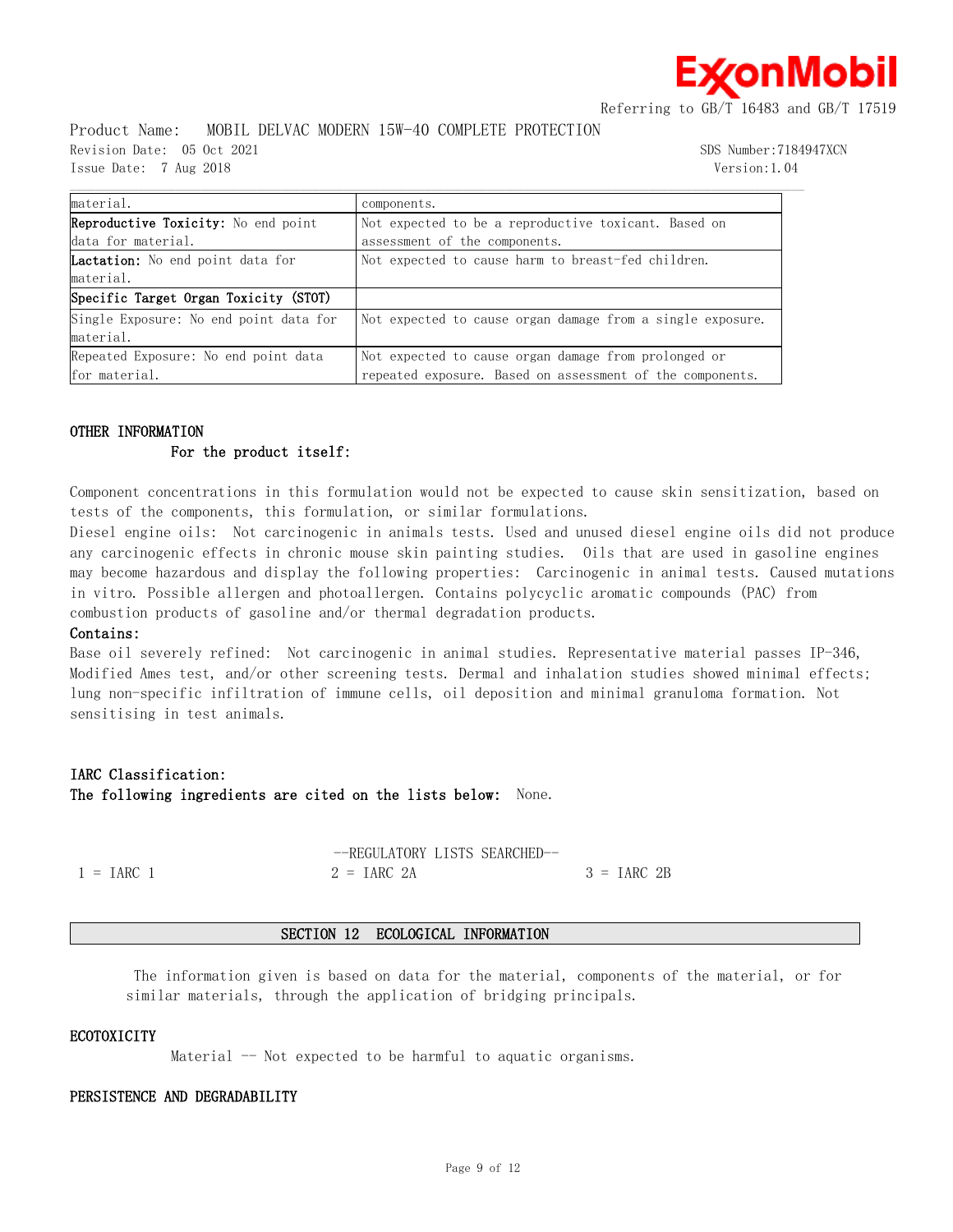| | |
|---|---|
| material. | components. |
| **Reproductive Toxicity:** No end point data for material. | Not expected to be a reproductive toxicant. Based on assessment of the components. |
| **Lactation:** No end point data for material. | Not expected to cause harm to breast-fed children. |
| **Specific Target Organ Toxicity (STOT)** | |
| Single Exposure: No end point data for material. | Not expected to cause organ damage from a single exposure. |
| Repeated Exposure: No end point data for material. | Not expected to cause organ damage from prolonged or repeated exposure. Based on assessment of the components. |

### OTHER INFORMATION

**For the product itself:**

Component concentrations in this formulation would not be expected to cause skin sensitization, based on tests of the components, this formulation, or similar formulations.

Diesel engine oils: Not carcinogenic in animals tests. Used and unused diesel engine oils did not produce any carcinogenic effects in chronic mouse skin painting studies. Oils that are used in gasoline engines may become hazardous and display the following properties: Carcinogenic in animal tests. Caused mutations in vitro. Possible allergen and photoallergen. Contains polycyclic aromatic compounds (PAC) from combustion products of gasoline and/or thermal degradation products.

**Contains:**

Base oil severely refined: Not carcinogenic in animal studies. Representative material passes IP-346, Modified Ames test, and/or other screening tests. Dermal and inhalation studies showed minimal effects; lung non-specific infiltration of immune cells, oil deposition and minimal granuloma formation. Not sensitising in test animals.

**IARC Classification:**

**The following ingredients are cited on the lists below:** None.

--REGULATORY LISTS SEARCHED--

| | | |
|---|---|---|
| 1 = IARC 1 | 2 = IARC 2A | 3 = IARC 2B |

## SECTION 12 ECOLOGICAL INFORMATION

The information given is based on data for the material, components of the material, or for similar materials, through the application of bridging principals.

### ECOTOXICITY

Material -- Not expected to be harmful to aquatic organisms.

### PERSISTENCE AND DEGRADABILITY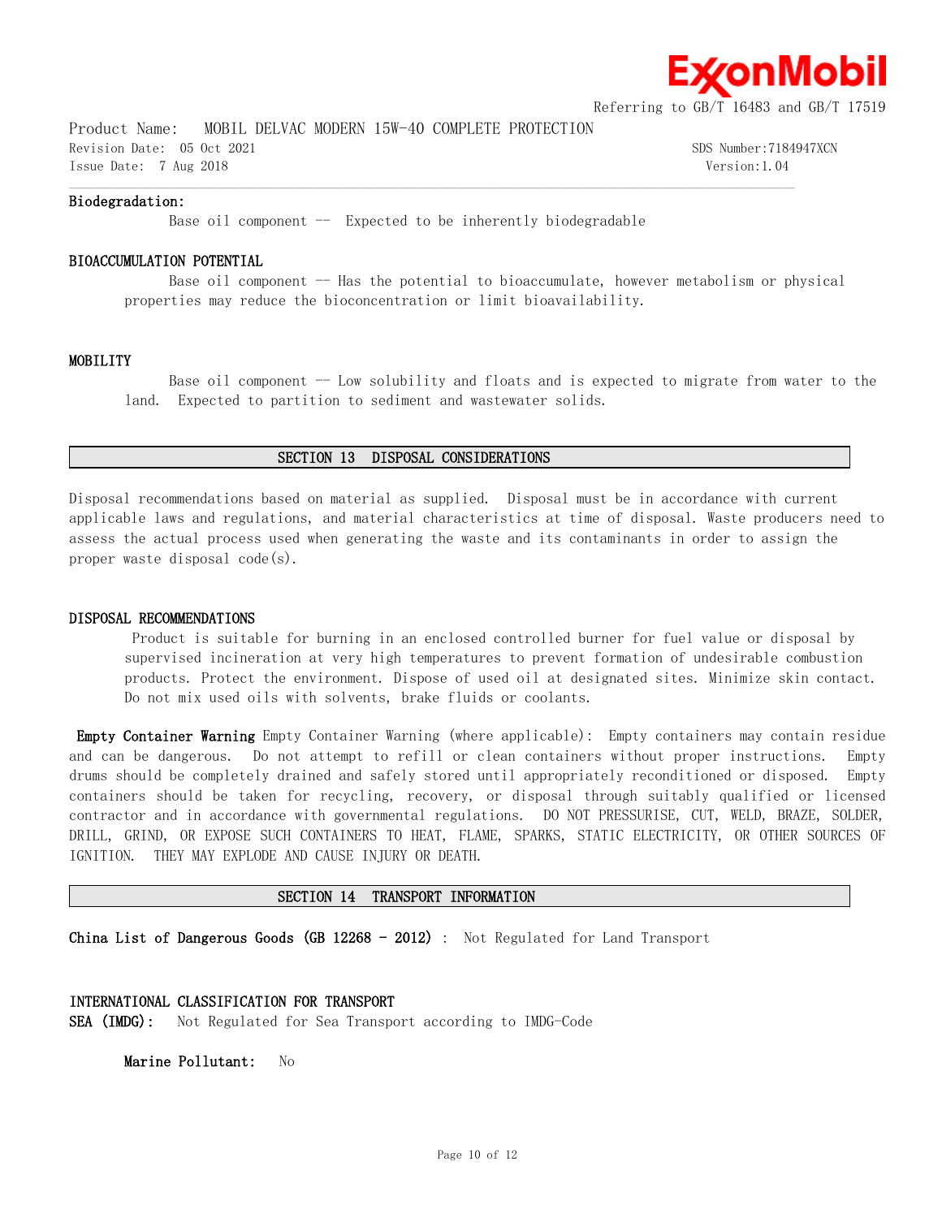**Biodegradation:**

Base oil component -- Expected to be inherently biodegradable

**BIOACCUMULATION POTENTIAL**

Base oil component -- Has the potential to bioaccumulate, however metabolism or physical properties may reduce the bioconcentration or limit bioavailability.

**MOBILITY**

Base oil component -- Low solubility and floats and is expected to migrate from water to the land. Expected to partition to sediment and wastewater solids.

## SECTION 13 DISPOSAL CONSIDERATIONS

Disposal recommendations based on material as supplied. Disposal must be in accordance with current applicable laws and regulations, and material characteristics at time of disposal. Waste producers need to assess the actual process used when generating the waste and its contaminants in order to assign the proper waste disposal code(s).

**DISPOSAL RECOMMENDATIONS**

Product is suitable for burning in an enclosed controlled burner for fuel value or disposal by supervised incineration at very high temperatures to prevent formation of undesirable combustion products. Protect the environment. Dispose of used oil at designated sites. Minimize skin contact. Do not mix used oils with solvents, brake fluids or coolants.

**Empty Container Warning** Empty Container Warning (where applicable): Empty containers may contain residue and can be dangerous. Do not attempt to refill or clean containers without proper instructions. Empty drums should be completely drained and safely stored until appropriately reconditioned or disposed. Empty containers should be taken for recycling, recovery, or disposal through suitably qualified or licensed contractor and in accordance with governmental regulations. DO NOT PRESSURISE, CUT, WELD, BRAZE, SOLDER, DRILL, GRIND, OR EXPOSE SUCH CONTAINERS TO HEAT, FLAME, SPARKS, STATIC ELECTRICITY, OR OTHER SOURCES OF IGNITION. THEY MAY EXPLODE AND CAUSE INJURY OR DEATH.

## SECTION 14 TRANSPORT INFORMATION

**China List of Dangerous Goods (GB 12268 - 2012)** : Not Regulated for Land Transport

**INTERNATIONAL CLASSIFICATION FOR TRANSPORT**

**SEA (IMDG):** Not Regulated for Sea Transport according to IMDG-Code

**Marine Pollutant:** No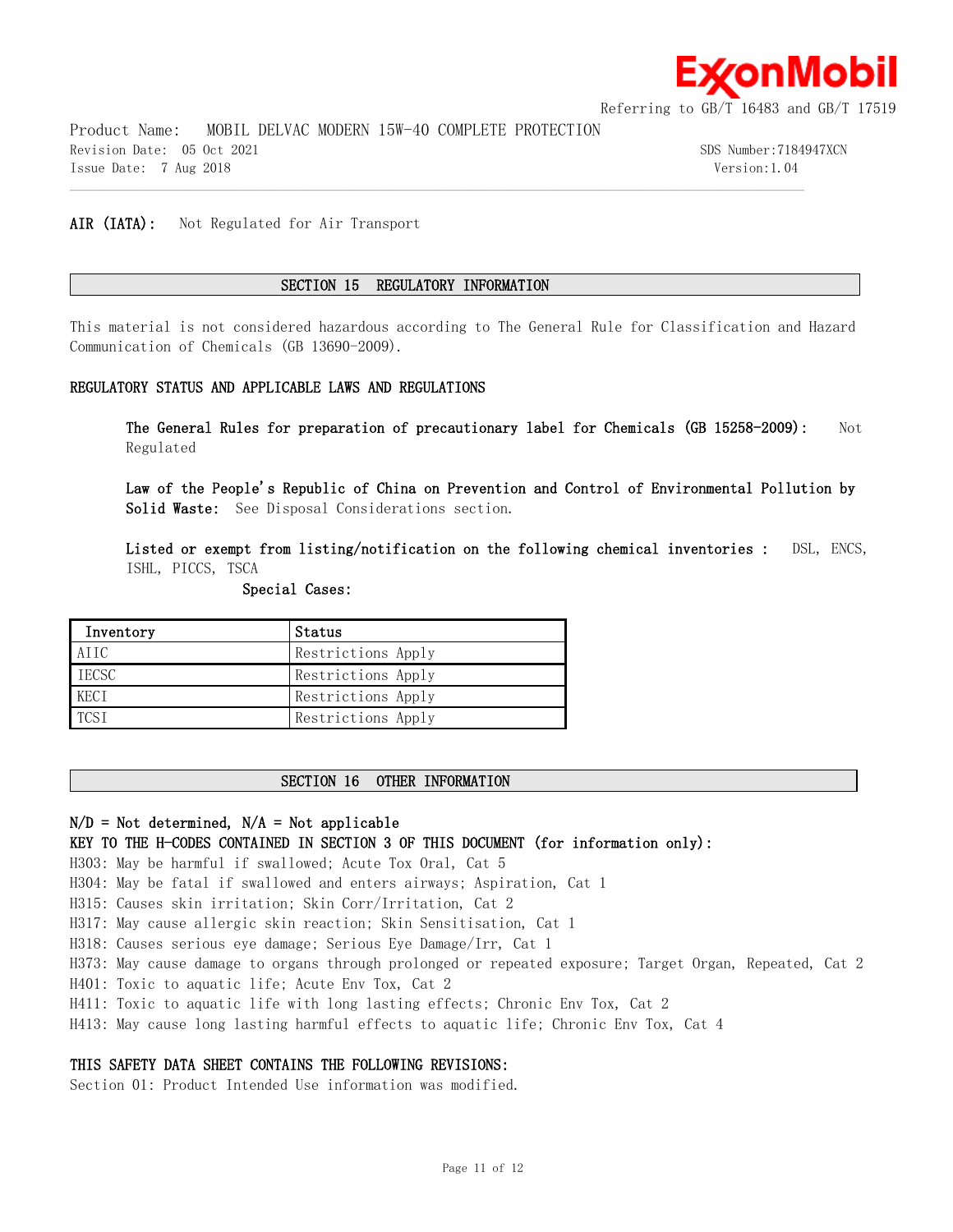**AIR (IATA):** Not Regulated for Air Transport

## SECTION 15 REGULATORY INFORMATION

This material is not considered hazardous according to The General Rule for Classification and Hazard Communication of Chemicals (GB 13690-2009).

### REGULATORY STATUS AND APPLICABLE LAWS AND REGULATIONS

**The General Rules for preparation of precautionary label for Chemicals (GB 15258-2009):** Not Regulated

**Law of the People's Republic of China on Prevention and Control of Environmental Pollution by Solid Waste:** See Disposal Considerations section.

**Listed or exempt from listing/notification on the following chemical inventories :** DSL, ENCS, ISHL, PICCS, TSCA

**Special Cases:**

| Inventory | Status |
|---|---|
| AIIC | Restrictions Apply |
| IECSC | Restrictions Apply |
| KECI | Restrictions Apply |
| TCSI | Restrictions Apply |

## SECTION 16 OTHER INFORMATION

**N/D = Not determined, N/A = Not applicable**

**KEY TO THE H-CODES CONTAINED IN SECTION 3 OF THIS DOCUMENT (for information only):**

H303: May be harmful if swallowed; Acute Tox Oral, Cat 5
H304: May be fatal if swallowed and enters airways; Aspiration, Cat 1
H315: Causes skin irritation; Skin Corr/Irritation, Cat 2
H317: May cause allergic skin reaction; Skin Sensitisation, Cat 1
H318: Causes serious eye damage; Serious Eye Damage/Irr, Cat 1
H373: May cause damage to organs through prolonged or repeated exposure; Target Organ, Repeated, Cat 2
H401: Toxic to aquatic life; Acute Env Tox, Cat 2
H411: Toxic to aquatic life with long lasting effects; Chronic Env Tox, Cat 2
H413: May cause long lasting harmful effects to aquatic life; Chronic Env Tox, Cat 4

**THIS SAFETY DATA SHEET CONTAINS THE FOLLOWING REVISIONS:**

Section 01: Product Intended Use information was modified.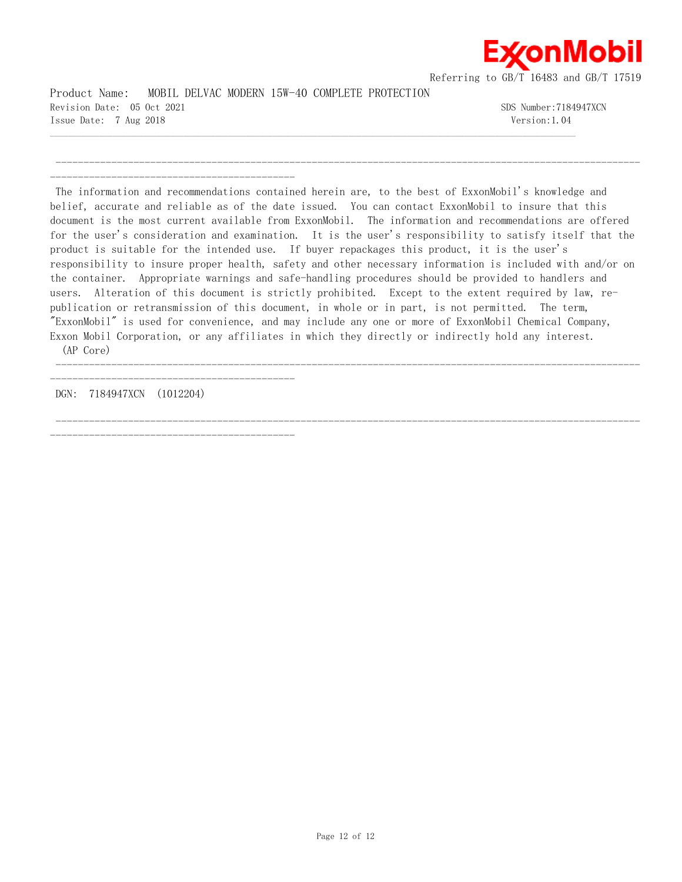The information and recommendations contained herein are, to the best of ExxonMobil's knowledge and belief, accurate and reliable as of the date issued. You can contact ExxonMobil to insure that this document is the most current available from ExxonMobil. The information and recommendations are offered for the user's consideration and examination. It is the user's responsibility to satisfy itself that the product is suitable for the intended use. If buyer repackages this product, it is the user's responsibility to insure proper health, safety and other necessary information is included with and/or on the container. Appropriate warnings and safe-handling procedures should be provided to handlers and users. Alteration of this document is strictly prohibited. Except to the extent required by law, re-publication or retransmission of this document, in whole or in part, is not permitted. The term, "ExxonMobil" is used for convenience, and may include any one or more of ExxonMobil Chemical Company, Exxon Mobil Corporation, or any affiliates in which they directly or indirectly hold any interest.
(AP Core)

---

DGN: 7184947XCN (1012204)

---